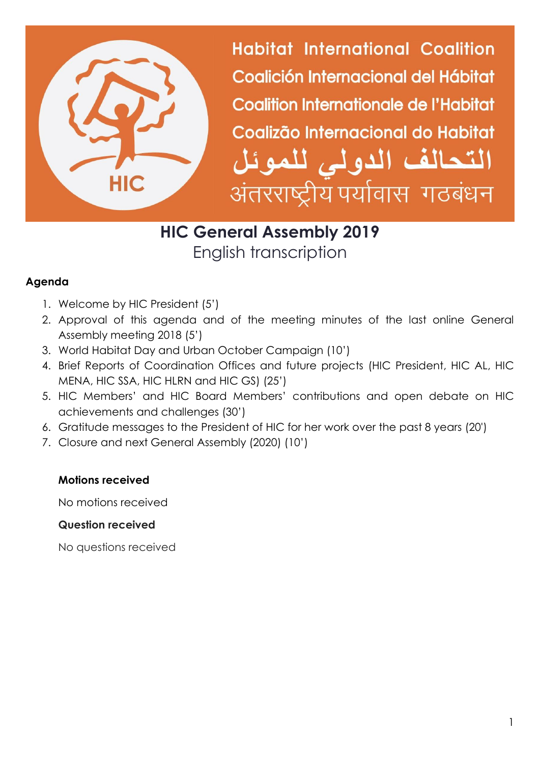Habitat International Coalition
Coalición Internacional del Hábitat
Coalition Internationale de l'Habitat
Coalizão Internacional do Habitat
التحالف الدولي للموئل
अंतरराष्ट्रीय पर्यावास गठबंधन

# HIC General Assembly 2019

English transcription

## Agenda

1. Welcome by HIC President (5')
2. Approval of this agenda and of the meeting minutes of the last online General Assembly meeting 2018 (5')
3. World Habitat Day and Urban October Campaign (10')
4. Brief Reports of Coordination Offices and future projects (HIC President, HIC AL, HIC MENA, HIC SSA, HIC HLRN and HIC GS) (25')
5. HIC Members' and HIC Board Members' contributions and open debate on HIC achievements and challenges (30')
6. Gratitude messages to the President of HIC for her work over the past 8 years (20')
7. Closure and next General Assembly (2020) (10')

**Motions received**

No motions received

**Question received**

No questions received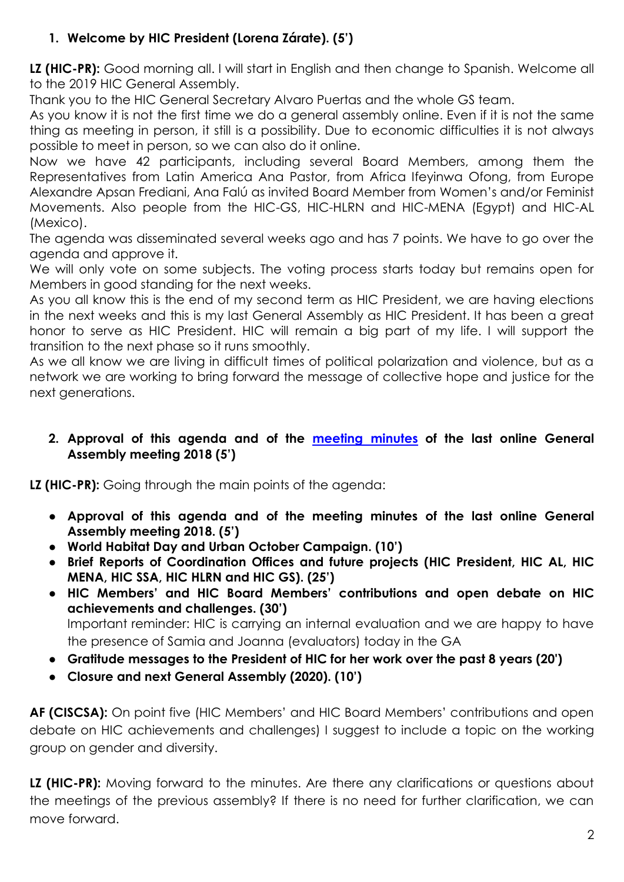## 1. Welcome by HIC President (Lorena Zárate). (5')

**LZ (HIC-PR):** Good morning all. I will start in English and then change to Spanish. Welcome all to the 2019 HIC General Assembly.

Thank you to the HIC General Secretary Alvaro Puertas and the whole GS team.

As you know it is not the first time we do a general assembly online. Even if it is not the same thing as meeting in person, it still is a possibility. Due to economic difficulties it is not always possible to meet in person, so we can also do it online.

Now we have 42 participants, including several Board Members, among them the Representatives from Latin America Ana Pastor, from Africa Ifeyinwa Ofong, from Europe Alexandre Apsan Frediani, Ana Falú as invited Board Member from Women's and/or Feminist Movements. Also people from the HIC-GS, HIC-HLRN and HIC-MENA (Egypt) and HIC-AL (Mexico).

The agenda was disseminated several weeks ago and has 7 points. We have to go over the agenda and approve it.

We will only vote on some subjects. The voting process starts today but remains open for Members in good standing for the next weeks.

As you all know this is the end of my second term as HIC President, we are having elections in the next weeks and this is my last General Assembly as HIC President. It has been a great honor to serve as HIC President. HIC will remain a big part of my life. I will support the transition to the next phase so it runs smoothly.

As we all know we are living in difficult times of political polarization and violence, but as a network we are working to bring forward the message of collective hope and justice for the next generations.

## 2. Approval of this agenda and of the meeting minutes of the last online General Assembly meeting 2018 (5')

**LZ (HIC-PR):** Going through the main points of the agenda:

- **Approval of this agenda and of the meeting minutes of the last online General Assembly meeting 2018. (5')**
- **World Habitat Day and Urban October Campaign. (10')**
- **Brief Reports of Coordination Offices and future projects (HIC President, HIC AL, HIC MENA, HIC SSA, HIC HLRN and HIC GS). (25')**
- **HIC Members' and HIC Board Members' contributions and open debate on HIC achievements and challenges. (30')**
  Important reminder: HIC is carrying an internal evaluation and we are happy to have the presence of Samia and Joanna (evaluators) today in the GA
- **Gratitude messages to the President of HIC for her work over the past 8 years (20')**
- **Closure and next General Assembly (2020). (10')**

**AF (CISCSA):** On point five (HIC Members' and HIC Board Members' contributions and open debate on HIC achievements and challenges) I suggest to include a topic on the working group on gender and diversity.

**LZ (HIC-PR):** Moving forward to the minutes. Are there any clarifications or questions about the meetings of the previous assembly? If there is no need for further clarification, we can move forward.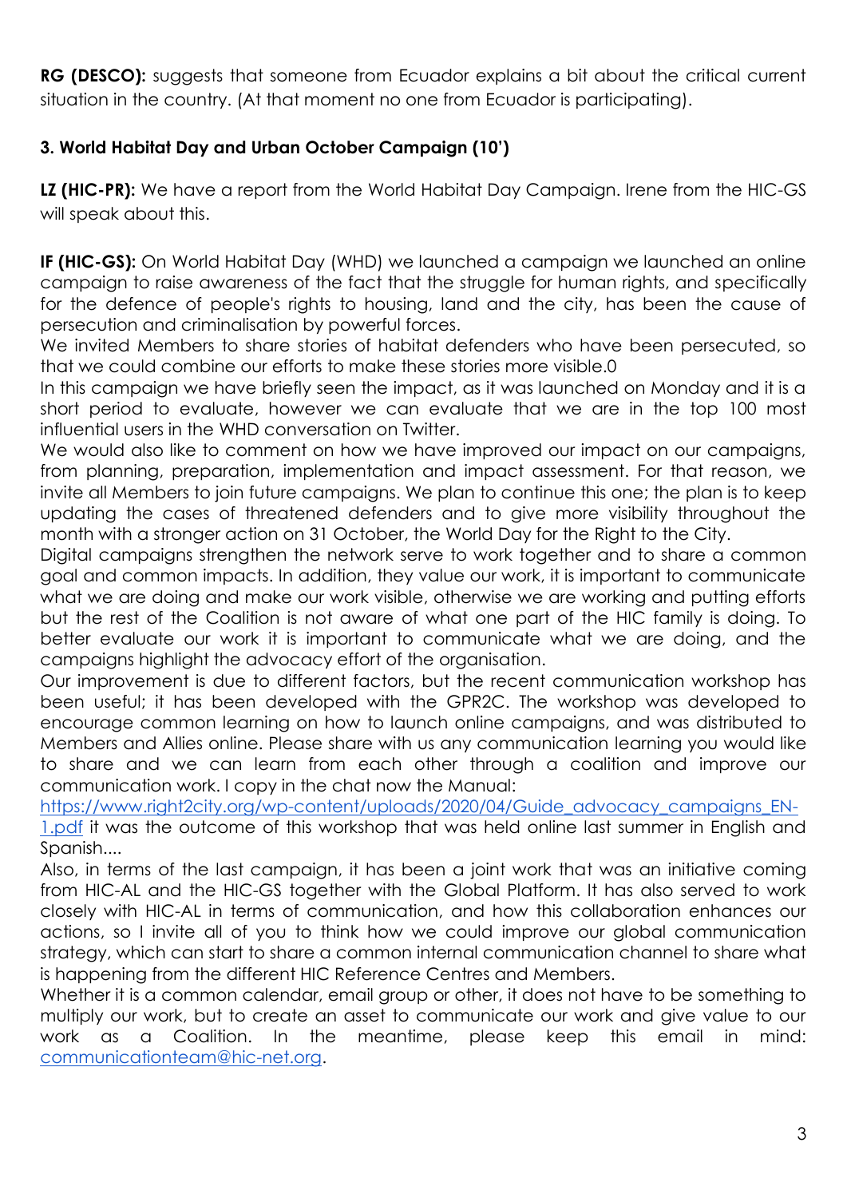**RG (DESCO):** suggests that someone from Ecuador explains a bit about the critical current situation in the country. (At that moment no one from Ecuador is participating).

### 3. World Habitat Day and Urban October Campaign (10')

**LZ (HIC-PR):** We have a report from the World Habitat Day Campaign. Irene from the HIC-GS will speak about this.

**IF (HIC-GS):** On World Habitat Day (WHD) we launched a campaign we launched an online campaign to raise awareness of the fact that the struggle for human rights, and specifically for the defence of people's rights to housing, land and the city, has been the cause of persecution and criminalisation by powerful forces.

We invited Members to share stories of habitat defenders who have been persecuted, so that we could combine our efforts to make these stories more visible.0

In this campaign we have briefly seen the impact, as it was launched on Monday and it is a short period to evaluate, however we can evaluate that we are in the top 100 most influential users in the WHD conversation on Twitter.

We would also like to comment on how we have improved our impact on our campaigns, from planning, preparation, implementation and impact assessment. For that reason, we invite all Members to join future campaigns. We plan to continue this one; the plan is to keep updating the cases of threatened defenders and to give more visibility throughout the month with a stronger action on 31 October, the World Day for the Right to the City.

Digital campaigns strengthen the network serve to work together and to share a common goal and common impacts. In addition, they value our work, it is important to communicate what we are doing and make our work visible, otherwise we are working and putting efforts but the rest of the Coalition is not aware of what one part of the HIC family is doing. To better evaluate our work it is important to communicate what we are doing, and the campaigns highlight the advocacy effort of the organisation.

Our improvement is due to different factors, but the recent communication workshop has been useful; it has been developed with the GPR2C. The workshop was developed to encourage common learning on how to launch online campaigns, and was distributed to Members and Allies online. Please share with us any communication learning you would like to share and we can learn from each other through a coalition and improve our communication work. I copy in the chat now the Manual: [https://www.right2city.org/wp-content/uploads/2020/04/Guide_advocacy_campaigns_EN-1.pdf](https://www.right2city.org/wp-content/uploads/2020/04/Guide_advocacy_campaigns_EN-1.pdf) it was the outcome of this workshop that was held online last summer in English and Spanish....

Also, in terms of the last campaign, it has been a joint work that was an initiative coming from HIC-AL and the HIC-GS together with the Global Platform. It has also served to work closely with HIC-AL in terms of communication, and how this collaboration enhances our actions, so I invite all of you to think how we could improve our global communication strategy, which can start to share a common internal communication channel to share what is happening from the different HIC Reference Centres and Members.

Whether it is a common calendar, email group or other, it does not have to be something to multiply our work, but to create an asset to communicate our work and give value to our work as a Coalition. In the meantime, please keep this email in mind: [communicationteam@hic-net.org](mailto:communicationteam@hic-net.org).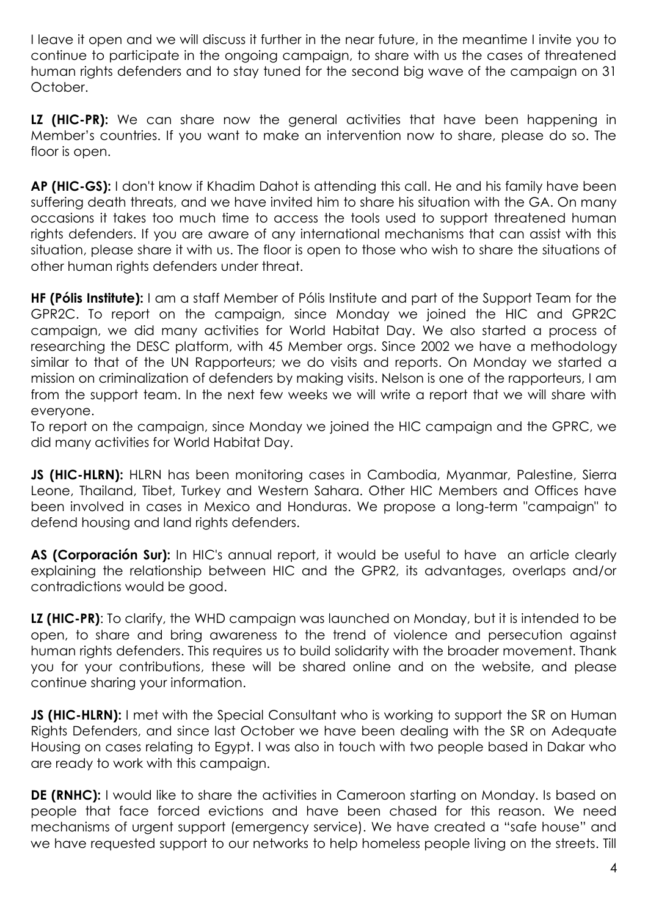I leave it open and we will discuss it further in the near future, in the meantime I invite you to continue to participate in the ongoing campaign, to share with us the cases of threatened human rights defenders and to stay tuned for the second big wave of the campaign on 31 October.

**LZ (HIC-PR):** We can share now the general activities that have been happening in Member's countries. If you want to make an intervention now to share, please do so. The floor is open.

**AP (HIC-GS):** I don't know if Khadim Dahot is attending this call. He and his family have been suffering death threats, and we have invited him to share his situation with the GA. On many occasions it takes too much time to access the tools used to support threatened human rights defenders. If you are aware of any international mechanisms that can assist with this situation, please share it with us. The floor is open to those who wish to share the situations of other human rights defenders under threat.

**HF (Pólis Institute):** I am a staff Member of Pólis Institute and part of the Support Team for the GPR2C. To report on the campaign, since Monday we joined the HIC and GPR2C campaign, we did many activities for World Habitat Day. We also started a process of researching the DESC platform, with 45 Member orgs. Since 2002 we have a methodology similar to that of the UN Rapporteurs; we do visits and reports. On Monday we started a mission on criminalization of defenders by making visits. Nelson is one of the rapporteurs, I am from the support team. In the next few weeks we will write a report that we will share with everyone.
To report on the campaign, since Monday we joined the HIC campaign and the GPRC, we did many activities for World Habitat Day.

**JS (HIC-HLRN):** HLRN has been monitoring cases in Cambodia, Myanmar, Palestine, Sierra Leone, Thailand, Tibet, Turkey and Western Sahara. Other HIC Members and Offices have been involved in cases in Mexico and Honduras. We propose a long-term "campaign" to defend housing and land rights defenders.

**AS (Corporación Sur):** In HIC's annual report, it would be useful to have an article clearly explaining the relationship between HIC and the GPR2, its advantages, overlaps and/or contradictions would be good.

**LZ (HIC-PR)**: To clarify, the WHD campaign was launched on Monday, but it is intended to be open, to share and bring awareness to the trend of violence and persecution against human rights defenders. This requires us to build solidarity with the broader movement. Thank you for your contributions, these will be shared online and on the website, and please continue sharing your information.

**JS (HIC-HLRN):** I met with the Special Consultant who is working to support the SR on Human Rights Defenders, and since last October we have been dealing with the SR on Adequate Housing on cases relating to Egypt. I was also in touch with two people based in Dakar who are ready to work with this campaign.

**DE (RNHC):** I would like to share the activities in Cameroon starting on Monday. Is based on people that face forced evictions and have been chased for this reason. We need mechanisms of urgent support (emergency service). We have created a "safe house" and we have requested support to our networks to help homeless people living on the streets. Till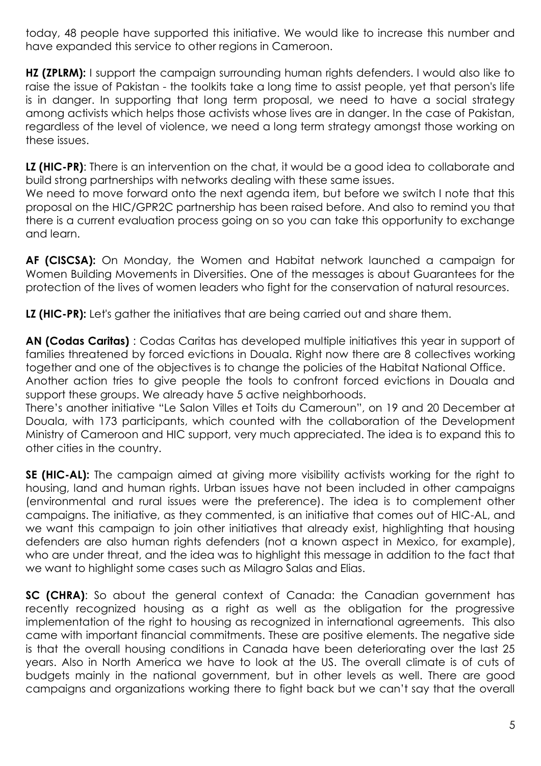today, 48 people have supported this initiative. We would like to increase this number and have expanded this service to other regions in Cameroon.

**HZ (ZPLRM):** I support the campaign surrounding human rights defenders. I would also like to raise the issue of Pakistan - the toolkits take a long time to assist people, yet that person's life is in danger. In supporting that long term proposal, we need to have a social strategy among activists which helps those activists whose lives are in danger. In the case of Pakistan, regardless of the level of violence, we need a long term strategy amongst those working on these issues.

**LZ (HIC-PR)**: There is an intervention on the chat, it would be a good idea to collaborate and build strong partnerships with networks dealing with these same issues.
We need to move forward onto the next agenda item, but before we switch I note that this proposal on the HIC/GPR2C partnership has been raised before. And also to remind you that there is a current evaluation process going on so you can take this opportunity to exchange and learn.

**AF (CISCSA):** On Monday, the Women and Habitat network launched a campaign for Women Building Movements in Diversities. One of the messages is about Guarantees for the protection of the lives of women leaders who fight for the conservation of natural resources.

**LZ (HIC-PR):** Let's gather the initiatives that are being carried out and share them.

**AN (Codas Caritas)** : Codas Caritas has developed multiple initiatives this year in support of families threatened by forced evictions in Douala. Right now there are 8 collectives working together and one of the objectives is to change the policies of the Habitat National Office.
Another action tries to give people the tools to confront forced evictions in Douala and support these groups. We already have 5 active neighborhoods.
There's another initiative "Le Salon Villes et Toits du Cameroun", on 19 and 20 December at Douala, with 173 participants, which counted with the collaboration of the Development Ministry of Cameroon and HIC support, very much appreciated. The idea is to expand this to other cities in the country.

**SE (HIC-AL):** The campaign aimed at giving more visibility activists working for the right to housing, land and human rights. Urban issues have not been included in other campaigns (environmental and rural issues were the preference). The idea is to complement other campaigns. The initiative, as they commented, is an initiative that comes out of HIC-AL, and we want this campaign to join other initiatives that already exist, highlighting that housing defenders are also human rights defenders (not a known aspect in Mexico, for example), who are under threat, and the idea was to highlight this message in addition to the fact that we want to highlight some cases such as Milagro Salas and Elias.

**SC (CHRA)**: So about the general context of Canada: the Canadian government has recently recognized housing as a right as well as the obligation for the progressive implementation of the right to housing as recognized in international agreements. This also came with important financial commitments. These are positive elements. The negative side is that the overall housing conditions in Canada have been deteriorating over the last 25 years. Also in North America we have to look at the US. The overall climate is of cuts of budgets mainly in the national government, but in other levels as well. There are good campaigns and organizations working there to fight back but we can't say that the overall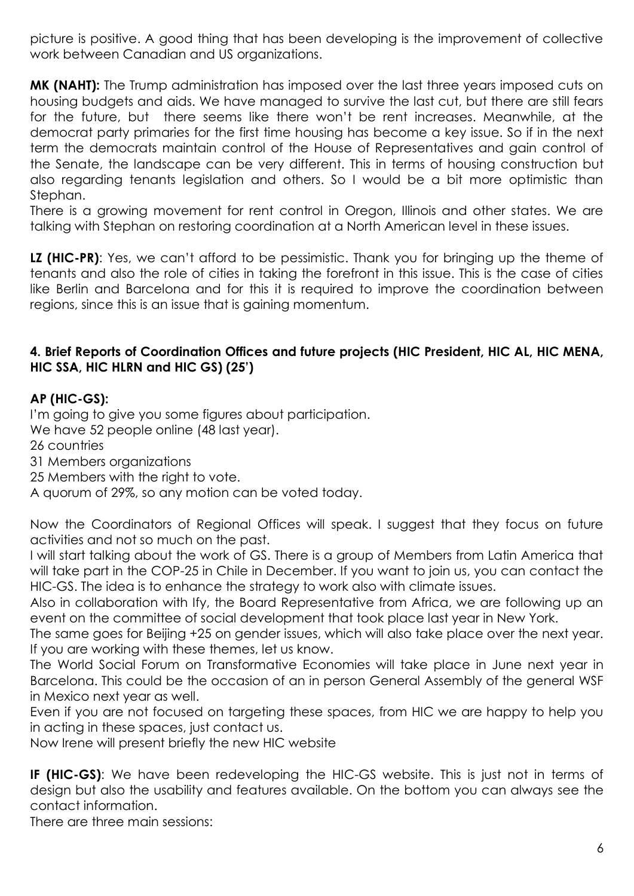picture is positive. A good thing that has been developing is the improvement of collective work between Canadian and US organizations.

**MK (NAHT):** The Trump administration has imposed over the last three years imposed cuts on housing budgets and aids. We have managed to survive the last cut, but there are still fears for the future, but there seems like there won't be rent increases. Meanwhile, at the democrat party primaries for the first time housing has become a key issue. So if in the next term the democrats maintain control of the House of Representatives and gain control of the Senate, the landscape can be very different. This in terms of housing construction but also regarding tenants legislation and others. So I would be a bit more optimistic than Stephan.

There is a growing movement for rent control in Oregon, Illinois and other states. We are talking with Stephan on restoring coordination at a North American level in these issues.

**LZ (HIC-PR)**: Yes, we can't afford to be pessimistic. Thank you for bringing up the theme of tenants and also the role of cities in taking the forefront in this issue. This is the case of cities like Berlin and Barcelona and for this it is required to improve the coordination between regions, since this is an issue that is gaining momentum.

**4. Brief Reports of Coordination Offices and future projects (HIC President, HIC AL, HIC MENA, HIC SSA, HIC HLRN and HIC GS) (25')**

**AP (HIC-GS):**

I'm going to give you some figures about participation.

We have 52 people online (48 last year).

26 countries

31 Members organizations

25 Members with the right to vote.

A quorum of 29%, so any motion can be voted today.

Now the Coordinators of Regional Offices will speak. I suggest that they focus on future activities and not so much on the past.

I will start talking about the work of GS. There is a group of Members from Latin America that will take part in the COP-25 in Chile in December. If you want to join us, you can contact the HIC-GS. The idea is to enhance the strategy to work also with climate issues.

Also in collaboration with Ify, the Board Representative from Africa, we are following up an event on the committee of social development that took place last year in New York.

The same goes for Beijing +25 on gender issues, which will also take place over the next year. If you are working with these themes, let us know.

The World Social Forum on Transformative Economies will take place in June next year in Barcelona. This could be the occasion of an in person General Assembly of the general WSF in Mexico next year as well.

Even if you are not focused on targeting these spaces, from HIC we are happy to help you in acting in these spaces, just contact us.

Now Irene will present briefly the new HIC website

**IF (HIC-GS)**: We have been redeveloping the HIC-GS website. This is just not in terms of design but also the usability and features available. On the bottom you can always see the contact information.

There are three main sessions: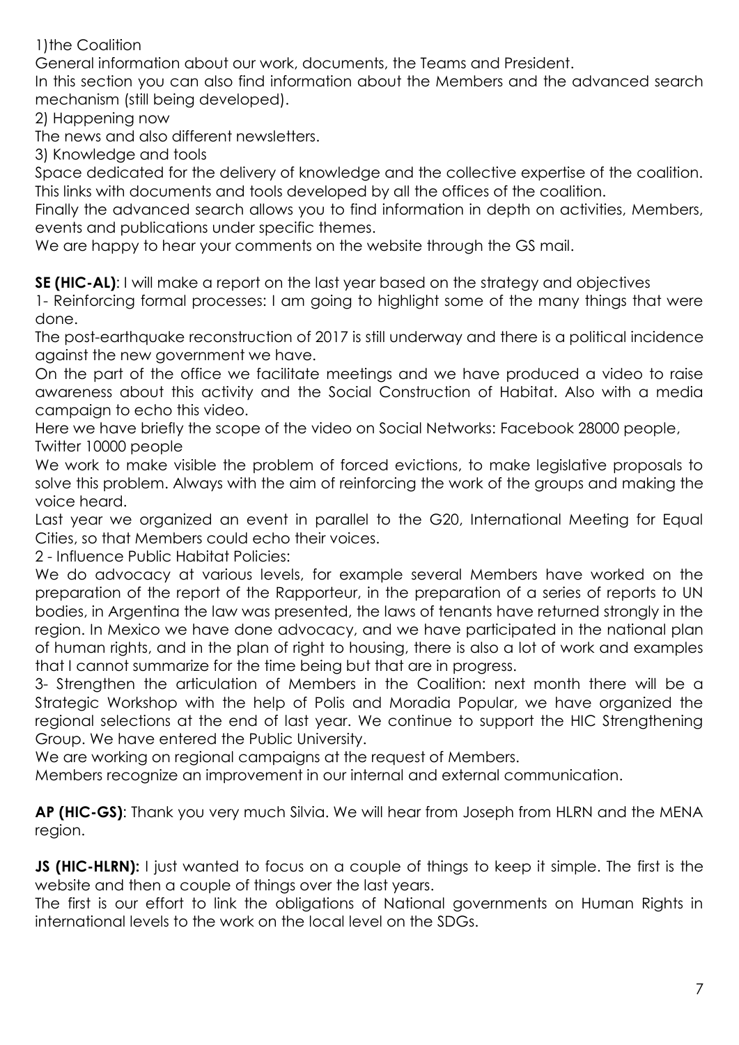1)the Coalition

General information about our work, documents, the Teams and President.

In this section you can also find information about the Members and the advanced search mechanism (still being developed).

2) Happening now

The news and also different newsletters.

3) Knowledge and tools

Space dedicated for the delivery of knowledge and the collective expertise of the coalition. This links with documents and tools developed by all the offices of the coalition.

Finally the advanced search allows you to find information in depth on activities, Members, events and publications under specific themes.

We are happy to hear your comments on the website through the GS mail.

**SE (HIC-AL)**: I will make a report on the last year based on the strategy and objectives

1- Reinforcing formal processes: I am going to highlight some of the many things that were done.

The post-earthquake reconstruction of 2017 is still underway and there is a political incidence against the new government we have.

On the part of the office we facilitate meetings and we have produced a video to raise awareness about this activity and the Social Construction of Habitat. Also with a media campaign to echo this video.

Here we have briefly the scope of the video on Social Networks: Facebook 28000 people, Twitter 10000 people

We work to make visible the problem of forced evictions, to make legislative proposals to solve this problem. Always with the aim of reinforcing the work of the groups and making the voice heard.

Last year we organized an event in parallel to the G20, International Meeting for Equal Cities, so that Members could echo their voices.

2 - Influence Public Habitat Policies:

We do advocacy at various levels, for example several Members have worked on the preparation of the report of the Rapporteur, in the preparation of a series of reports to UN bodies, in Argentina the law was presented, the laws of tenants have returned strongly in the region. In Mexico we have done advocacy, and we have participated in the national plan of human rights, and in the plan of right to housing, there is also a lot of work and examples that I cannot summarize for the time being but that are in progress.

3- Strengthen the articulation of Members in the Coalition: next month there will be a Strategic Workshop with the help of Polis and Moradia Popular, we have organized the regional selections at the end of last year. We continue to support the HIC Strengthening Group. We have entered the Public University.

We are working on regional campaigns at the request of Members.

Members recognize an improvement in our internal and external communication.

**AP (HIC-GS)**: Thank you very much Silvia. We will hear from Joseph from HLRN and the MENA region.

**JS (HIC-HLRN):** I just wanted to focus on a couple of things to keep it simple. The first is the website and then a couple of things over the last years.

The first is our effort to link the obligations of National governments on Human Rights in international levels to the work on the local level on the SDGs.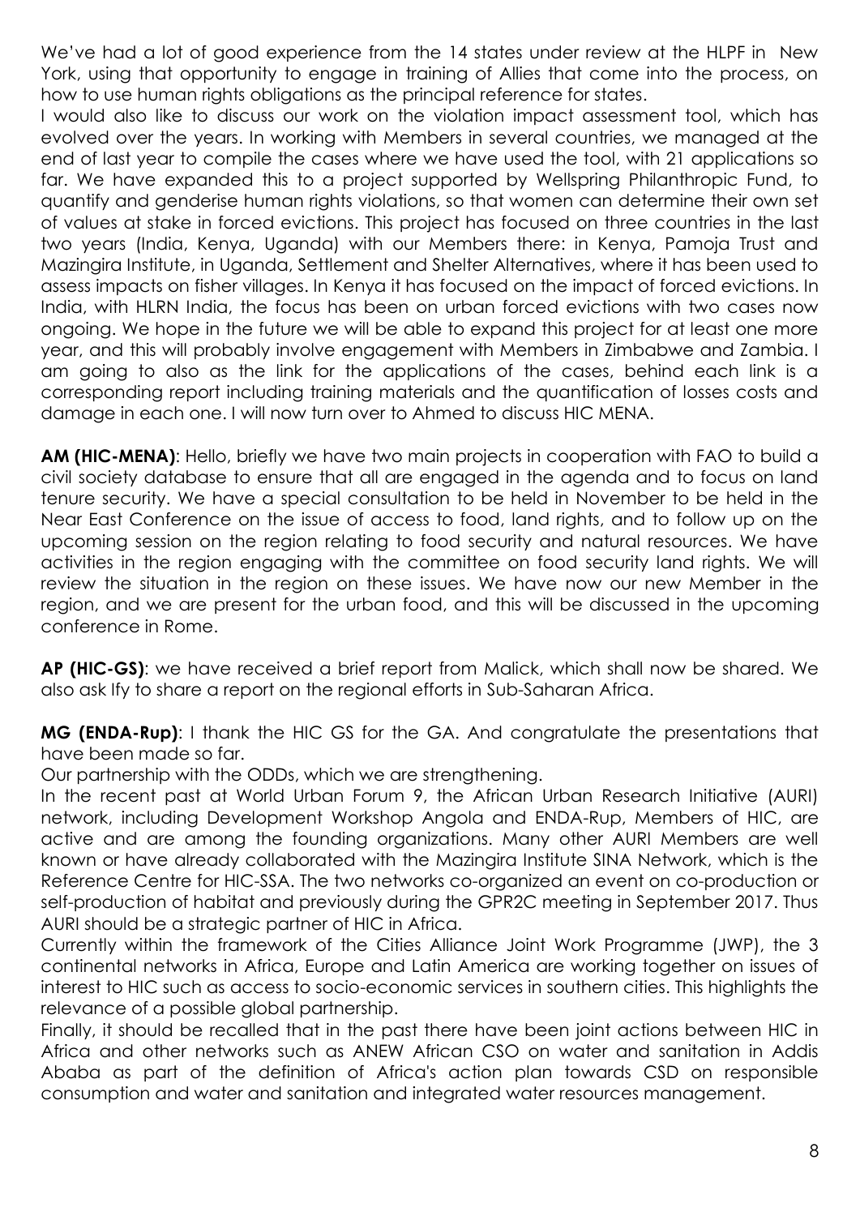We've had a lot of good experience from the 14 states under review at the HLPF in New York, using that opportunity to engage in training of Allies that come into the process, on how to use human rights obligations as the principal reference for states.

I would also like to discuss our work on the violation impact assessment tool, which has evolved over the years. In working with Members in several countries, we managed at the end of last year to compile the cases where we have used the tool, with 21 applications so far. We have expanded this to a project supported by Wellspring Philanthropic Fund, to quantify and genderise human rights violations, so that women can determine their own set of values at stake in forced evictions. This project has focused on three countries in the last two years (India, Kenya, Uganda) with our Members there: in Kenya, Pamoja Trust and Mazingira Institute, in Uganda, Settlement and Shelter Alternatives, where it has been used to assess impacts on fisher villages. In Kenya it has focused on the impact of forced evictions. In India, with HLRN India, the focus has been on urban forced evictions with two cases now ongoing. We hope in the future we will be able to expand this project for at least one more year, and this will probably involve engagement with Members in Zimbabwe and Zambia. I am going to also as the link for the applications of the cases, behind each link is a corresponding report including training materials and the quantification of losses costs and damage in each one. I will now turn over to Ahmed to discuss HIC MENA.

**AM (HIC-MENA)**: Hello, briefly we have two main projects in cooperation with FAO to build a civil society database to ensure that all are engaged in the agenda and to focus on land tenure security. We have a special consultation to be held in November to be held in the Near East Conference on the issue of access to food, land rights, and to follow up on the upcoming session on the region relating to food security and natural resources. We have activities in the region engaging with the committee on food security land rights. We will review the situation in the region on these issues. We have now our new Member in the region, and we are present for the urban food, and this will be discussed in the upcoming conference in Rome.

**AP (HIC-GS)**: we have received a brief report from Malick, which shall now be shared. We also ask Ify to share a report on the regional efforts in Sub-Saharan Africa.

**MG (ENDA-Rup)**: I thank the HIC GS for the GA. And congratulate the presentations that have been made so far.

Our partnership with the ODDs, which we are strengthening.

In the recent past at World Urban Forum 9, the African Urban Research Initiative (AURI) network, including Development Workshop Angola and ENDA-Rup, Members of HIC, are active and are among the founding organizations. Many other AURI Members are well known or have already collaborated with the Mazingira Institute SINA Network, which is the Reference Centre for HIC-SSA. The two networks co-organized an event on co-production or self-production of habitat and previously during the GPR2C meeting in September 2017. Thus AURI should be a strategic partner of HIC in Africa.

Currently within the framework of the Cities Alliance Joint Work Programme (JWP), the 3 continental networks in Africa, Europe and Latin America are working together on issues of interest to HIC such as access to socio-economic services in southern cities. This highlights the relevance of a possible global partnership.

Finally, it should be recalled that in the past there have been joint actions between HIC in Africa and other networks such as ANEW African CSO on water and sanitation in Addis Ababa as part of the definition of Africa's action plan towards CSD on responsible consumption and water and sanitation and integrated water resources management.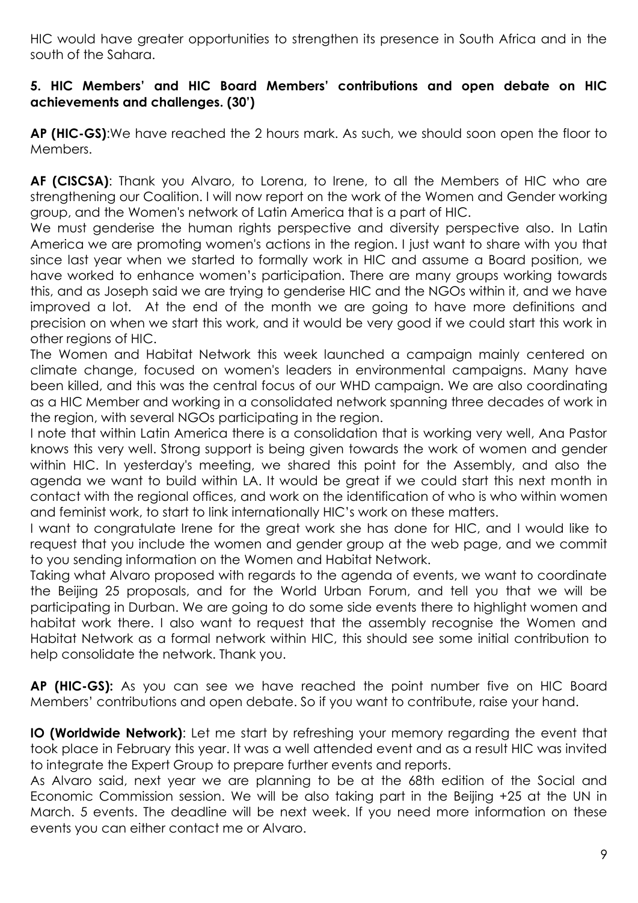HIC would have greater opportunities to strengthen its presence in South Africa and in the south of the Sahara.

**5. HIC Members' and HIC Board Members' contributions and open debate on HIC achievements and challenges. (30')**

**AP (HIC-GS)**:We have reached the 2 hours mark. As such, we should soon open the floor to Members.

**AF (CISCSA)**: Thank you Alvaro, to Lorena, to Irene, to all the Members of HIC who are strengthening our Coalition. I will now report on the work of the Women and Gender working group, and the Women's network of Latin America that is a part of HIC.

We must genderise the human rights perspective and diversity perspective also. In Latin America we are promoting women's actions in the region. I just want to share with you that since last year when we started to formally work in HIC and assume a Board position, we have worked to enhance women's participation. There are many groups working towards this, and as Joseph said we are trying to genderise HIC and the NGOs within it, and we have improved a lot. At the end of the month we are going to have more definitions and precision on when we start this work, and it would be very good if we could start this work in other regions of HIC.

The Women and Habitat Network this week launched a campaign mainly centered on climate change, focused on women's leaders in environmental campaigns. Many have been killed, and this was the central focus of our WHD campaign. We are also coordinating as a HIC Member and working in a consolidated network spanning three decades of work in the region, with several NGOs participating in the region.

I note that within Latin America there is a consolidation that is working very well, Ana Pastor knows this very well. Strong support is being given towards the work of women and gender within HIC. In yesterday's meeting, we shared this point for the Assembly, and also the agenda we want to build within LA. It would be great if we could start this next month in contact with the regional offices, and work on the identification of who is who within women and feminist work, to start to link internationally HIC's work on these matters.

I want to congratulate Irene for the great work she has done for HIC, and I would like to request that you include the women and gender group at the web page, and we commit to you sending information on the Women and Habitat Network.

Taking what Alvaro proposed with regards to the agenda of events, we want to coordinate the Beijing 25 proposals, and for the World Urban Forum, and tell you that we will be participating in Durban. We are going to do some side events there to highlight women and habitat work there. I also want to request that the assembly recognise the Women and Habitat Network as a formal network within HIC, this should see some initial contribution to help consolidate the network. Thank you.

**AP (HIC-GS):** As you can see we have reached the point number five on HIC Board Members' contributions and open debate. So if you want to contribute, raise your hand.

**IO (Worldwide Network)**: Let me start by refreshing your memory regarding the event that took place in February this year. It was a well attended event and as a result HIC was invited to integrate the Expert Group to prepare further events and reports.

As Alvaro said, next year we are planning to be at the 68th edition of the Social and Economic Commission session. We will be also taking part in the Beijing +25 at the UN in March. 5 events. The deadline will be next week. If you need more information on these events you can either contact me or Alvaro.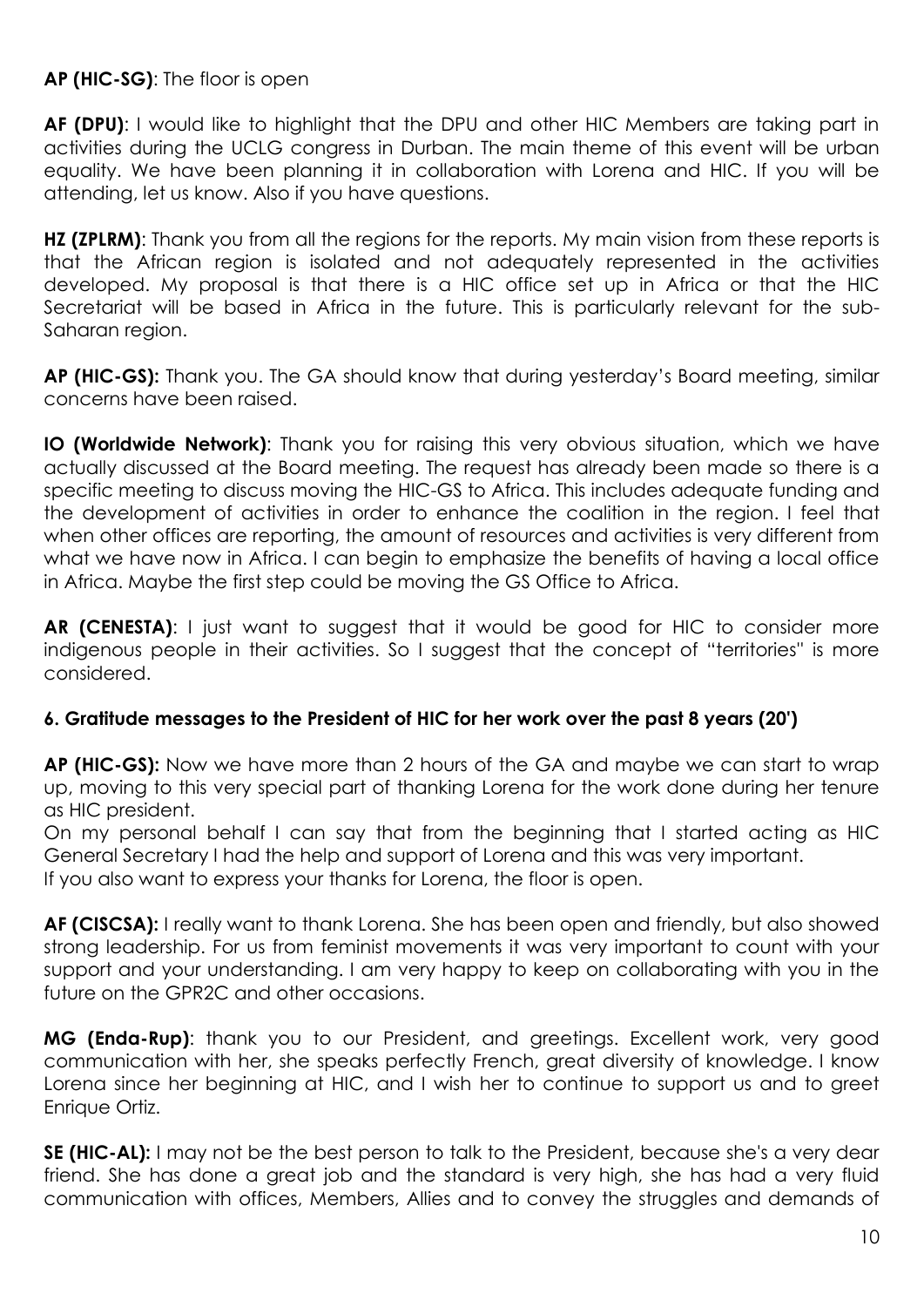**AP (HIC-SG)**: The floor is open

**AF (DPU)**: I would like to highlight that the DPU and other HIC Members are taking part in activities during the UCLG congress in Durban. The main theme of this event will be urban equality. We have been planning it in collaboration with Lorena and HIC. If you will be attending, let us know. Also if you have questions.

**HZ (ZPLRM)**: Thank you from all the regions for the reports. My main vision from these reports is that the African region is isolated and not adequately represented in the activities developed. My proposal is that there is a HIC office set up in Africa or that the HIC Secretariat will be based in Africa in the future. This is particularly relevant for the sub-Saharan region.

**AP (HIC-GS):** Thank you. The GA should know that during yesterday's Board meeting, similar concerns have been raised.

**IO (Worldwide Network)**: Thank you for raising this very obvious situation, which we have actually discussed at the Board meeting. The request has already been made so there is a specific meeting to discuss moving the HIC-GS to Africa. This includes adequate funding and the development of activities in order to enhance the coalition in the region. I feel that when other offices are reporting, the amount of resources and activities is very different from what we have now in Africa. I can begin to emphasize the benefits of having a local office in Africa. Maybe the first step could be moving the GS Office to Africa.

**AR (CENESTA)**: I just want to suggest that it would be good for HIC to consider more indigenous people in their activities. So I suggest that the concept of "territories" is more considered.

### 6. Gratitude messages to the President of HIC for her work over the past 8 years (20')

**AP (HIC-GS):** Now we have more than 2 hours of the GA and maybe we can start to wrap up, moving to this very special part of thanking Lorena for the work done during her tenure as HIC president.
On my personal behalf I can say that from the beginning that I started acting as HIC General Secretary I had the help and support of Lorena and this was very important.
If you also want to express your thanks for Lorena, the floor is open.

**AF (CISCSA):** I really want to thank Lorena. She has been open and friendly, but also showed strong leadership. For us from feminist movements it was very important to count with your support and your understanding. I am very happy to keep on collaborating with you in the future on the GPR2C and other occasions.

**MG (Enda-Rup)**: thank you to our President, and greetings. Excellent work, very good communication with her, she speaks perfectly French, great diversity of knowledge. I know Lorena since her beginning at HIC, and I wish her to continue to support us and to greet Enrique Ortiz.

**SE (HIC-AL):** I may not be the best person to talk to the President, because she's a very dear friend. She has done a great job and the standard is very high, she has had a very fluid communication with offices, Members, Allies and to convey the struggles and demands of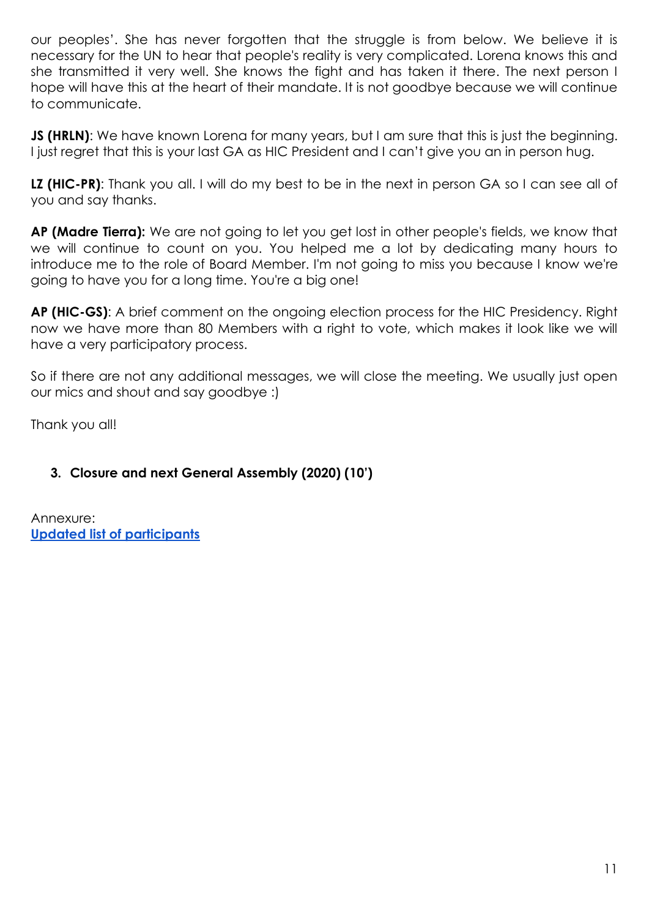our peoples'. She has never forgotten that the struggle is from below. We believe it is necessary for the UN to hear that people's reality is very complicated. Lorena knows this and she transmitted it very well. She knows the fight and has taken it there. The next person I hope will have this at the heart of their mandate. It is not goodbye because we will continue to communicate.

**JS (HRLN)**: We have known Lorena for many years, but I am sure that this is just the beginning. I just regret that this is your last GA as HIC President and I can't give you an in person hug.

**LZ (HIC-PR)**: Thank you all. I will do my best to be in the next in person GA so I can see all of you and say thanks.

**AP (Madre Tierra):** We are not going to let you get lost in other people's fields, we know that we will continue to count on you. You helped me a lot by dedicating many hours to introduce me to the role of Board Member. I'm not going to miss you because I know we're going to have you for a long time. You're a big one!

**AP (HIC-GS)**: A brief comment on the ongoing election process for the HIC Presidency. Right now we have more than 80 Members with a right to vote, which makes it look like we will have a very participatory process.

So if there are not any additional messages, we will close the meeting. We usually just open our mics and shout and say goodbye :)

Thank you all!

### 3. Closure and next General Assembly (2020) (10')

Annexure:
**Updated list of participants**